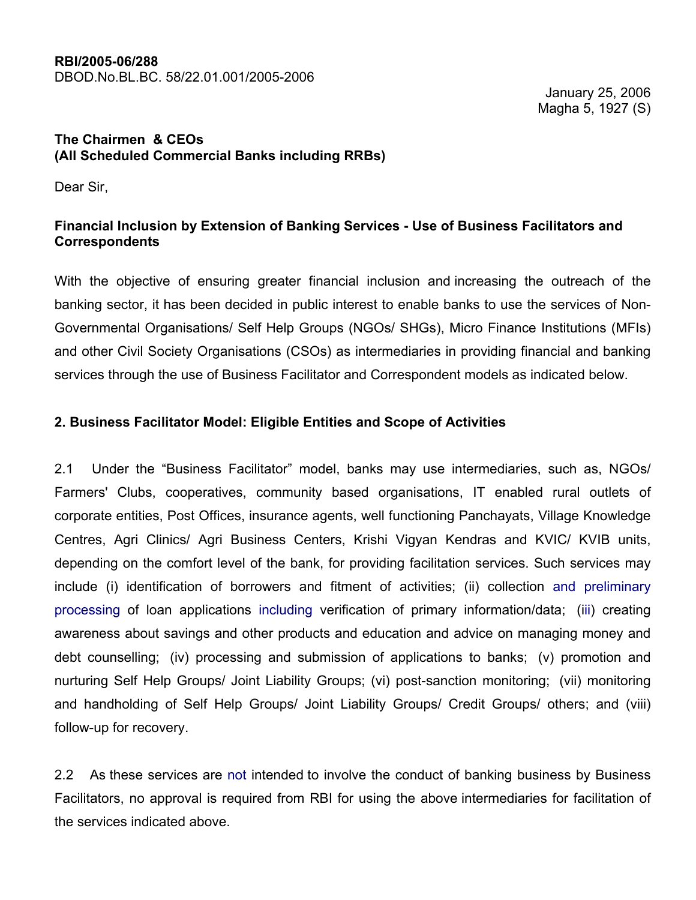**RBI/2005-06/288**
DBOD.No.BL.BC. 58/22.01.001/2005-2006

January 25, 2006
Magha 5, 1927 (S)

**The Chairmen & CEOs**
**(All Scheduled Commercial Banks including RRBs)**

Dear Sir,

**Financial Inclusion by Extension of Banking Services - Use of Business Facilitators and Correspondents**

With the objective of ensuring greater financial inclusion and increasing the outreach of the banking sector, it has been decided in public interest to enable banks to use the services of Non-Governmental Organisations/ Self Help Groups (NGOs/ SHGs), Micro Finance Institutions (MFIs) and other Civil Society Organisations (CSOs) as intermediaries in providing financial and banking services through the use of Business Facilitator and Correspondent models as indicated below.

**2. Business Facilitator Model: Eligible Entities and Scope of Activities**

2.1 Under the "Business Facilitator" model, banks may use intermediaries, such as, NGOs/ Farmers' Clubs, cooperatives, community based organisations, IT enabled rural outlets of corporate entities, Post Offices, insurance agents, well functioning Panchayats, Village Knowledge Centres, Agri Clinics/ Agri Business Centers, Krishi Vigyan Kendras and KVIC/ KVIB units, depending on the comfort level of the bank, for providing facilitation services. Such services may include (i) identification of borrowers and fitment of activities; (ii) collection and preliminary processing of loan applications including verification of primary information/data; (iii) creating awareness about savings and other products and education and advice on managing money and debt counselling; (iv) processing and submission of applications to banks; (v) promotion and nurturing Self Help Groups/ Joint Liability Groups; (vi) post-sanction monitoring; (vii) monitoring and handholding of Self Help Groups/ Joint Liability Groups/ Credit Groups/ others; and (viii) follow-up for recovery.

2.2 As these services are not intended to involve the conduct of banking business by Business Facilitators, no approval is required from RBI for using the above intermediaries for facilitation of the services indicated above.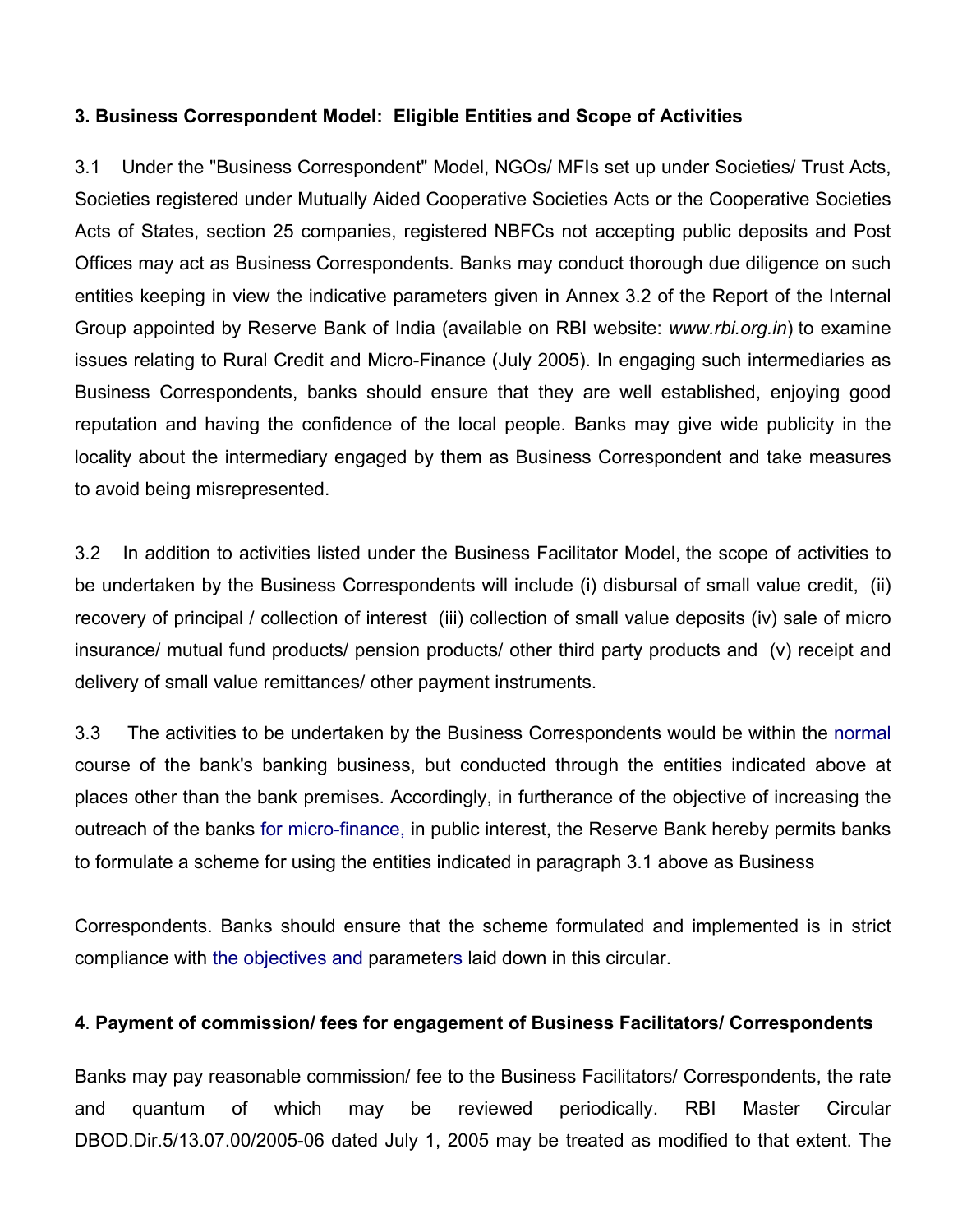**3. Business Correspondent Model: Eligible Entities and Scope of Activities**

3.1 Under the "Business Correspondent" Model, NGOs/ MFIs set up under Societies/ Trust Acts, Societies registered under Mutually Aided Cooperative Societies Acts or the Cooperative Societies Acts of States, section 25 companies, registered NBFCs not accepting public deposits and Post Offices may act as Business Correspondents. Banks may conduct thorough due diligence on such entities keeping in view the indicative parameters given in Annex 3.2 of the Report of the Internal Group appointed by Reserve Bank of India (available on RBI website: *www.rbi.org.in*) to examine issues relating to Rural Credit and Micro-Finance (July 2005). In engaging such intermediaries as Business Correspondents, banks should ensure that they are well established, enjoying good reputation and having the confidence of the local people. Banks may give wide publicity in the locality about the intermediary engaged by them as Business Correspondent and take measures to avoid being misrepresented.

3.2 In addition to activities listed under the Business Facilitator Model, the scope of activities to be undertaken by the Business Correspondents will include (i) disbursal of small value credit, (ii) recovery of principal / collection of interest (iii) collection of small value deposits (iv) sale of micro insurance/ mutual fund products/ pension products/ other third party products and (v) receipt and delivery of small value remittances/ other payment instruments.

3.3 The activities to be undertaken by the Business Correspondents would be within the normal course of the bank's banking business, but conducted through the entities indicated above at places other than the bank premises. Accordingly, in furtherance of the objective of increasing the outreach of the banks for micro-finance, in public interest, the Reserve Bank hereby permits banks to formulate a scheme for using the entities indicated in paragraph 3.1 above as Business Correspondents. Banks should ensure that the scheme formulated and implemented is in strict compliance with the objectives and parameters laid down in this circular.

**4. Payment of commission/ fees for engagement of Business Facilitators/ Correspondents**

Banks may pay reasonable commission/ fee to the Business Facilitators/ Correspondents, the rate and quantum of which may be reviewed periodically. RBI Master Circular DBOD.Dir.5/13.07.00/2005-06 dated July 1, 2005 may be treated as modified to that extent. The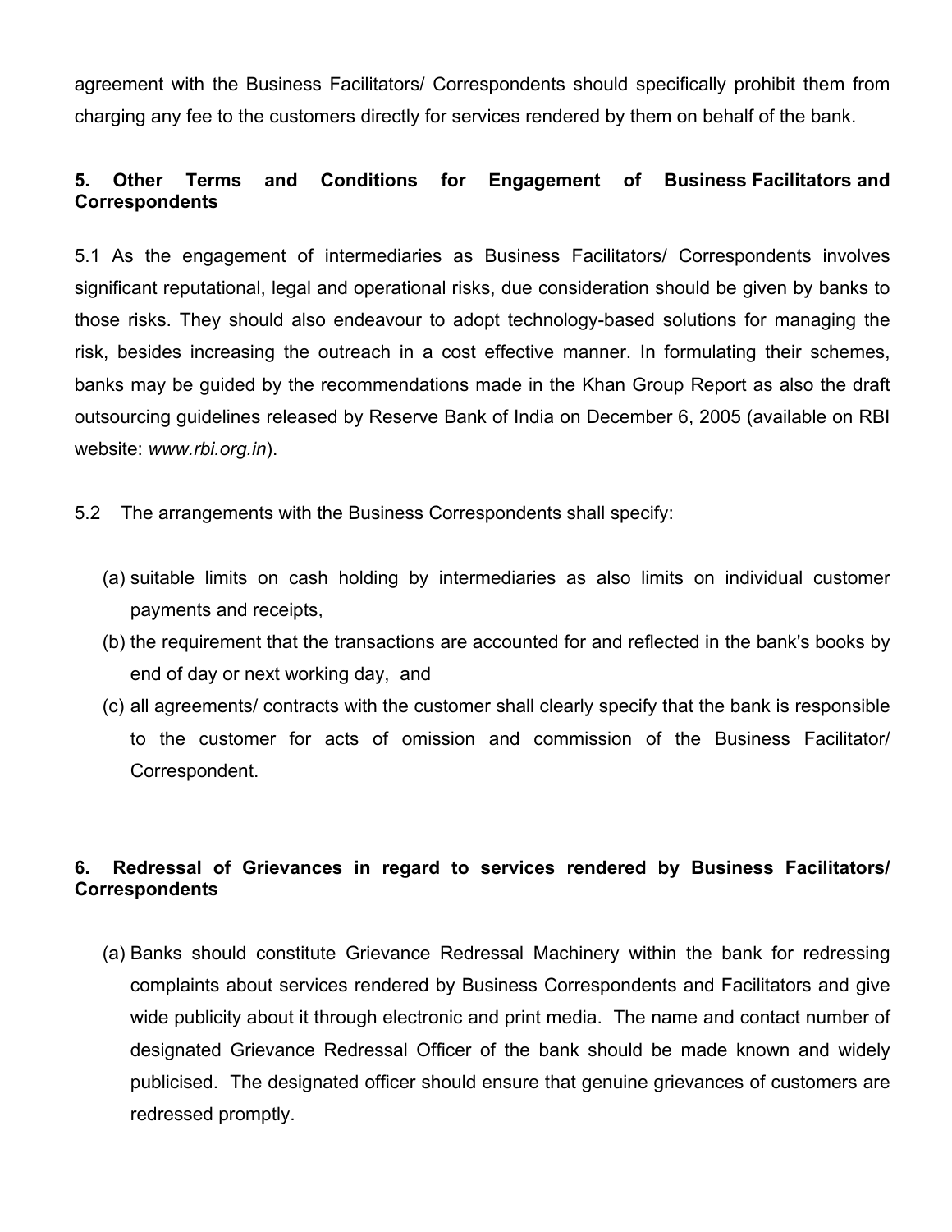agreement with the Business Facilitators/ Correspondents should specifically prohibit them from charging any fee to the customers directly for services rendered by them on behalf of the bank.

**5. Other Terms and Conditions for Engagement of Business Facilitators and Correspondents**

5.1 As the engagement of intermediaries as Business Facilitators/ Correspondents involves significant reputational, legal and operational risks, due consideration should be given by banks to those risks. They should also endeavour to adopt technology-based solutions for managing the risk, besides increasing the outreach in a cost effective manner. In formulating their schemes, banks may be guided by the recommendations made in the Khan Group Report as also the draft outsourcing guidelines released by Reserve Bank of India on December 6, 2005 (available on RBI website: *www.rbi.org.in*).

5.2 The arrangements with the Business Correspondents shall specify:

(a) suitable limits on cash holding by intermediaries as also limits on individual customer payments and receipts,

(b) the requirement that the transactions are accounted for and reflected in the bank's books by end of day or next working day, and

(c) all agreements/ contracts with the customer shall clearly specify that the bank is responsible to the customer for acts of omission and commission of the Business Facilitator/ Correspondent.

**6. Redressal of Grievances in regard to services rendered by Business Facilitators/ Correspondents**

(a) Banks should constitute Grievance Redressal Machinery within the bank for redressing complaints about services rendered by Business Correspondents and Facilitators and give wide publicity about it through electronic and print media. The name and contact number of designated Grievance Redressal Officer of the bank should be made known and widely publicised. The designated officer should ensure that genuine grievances of customers are redressed promptly.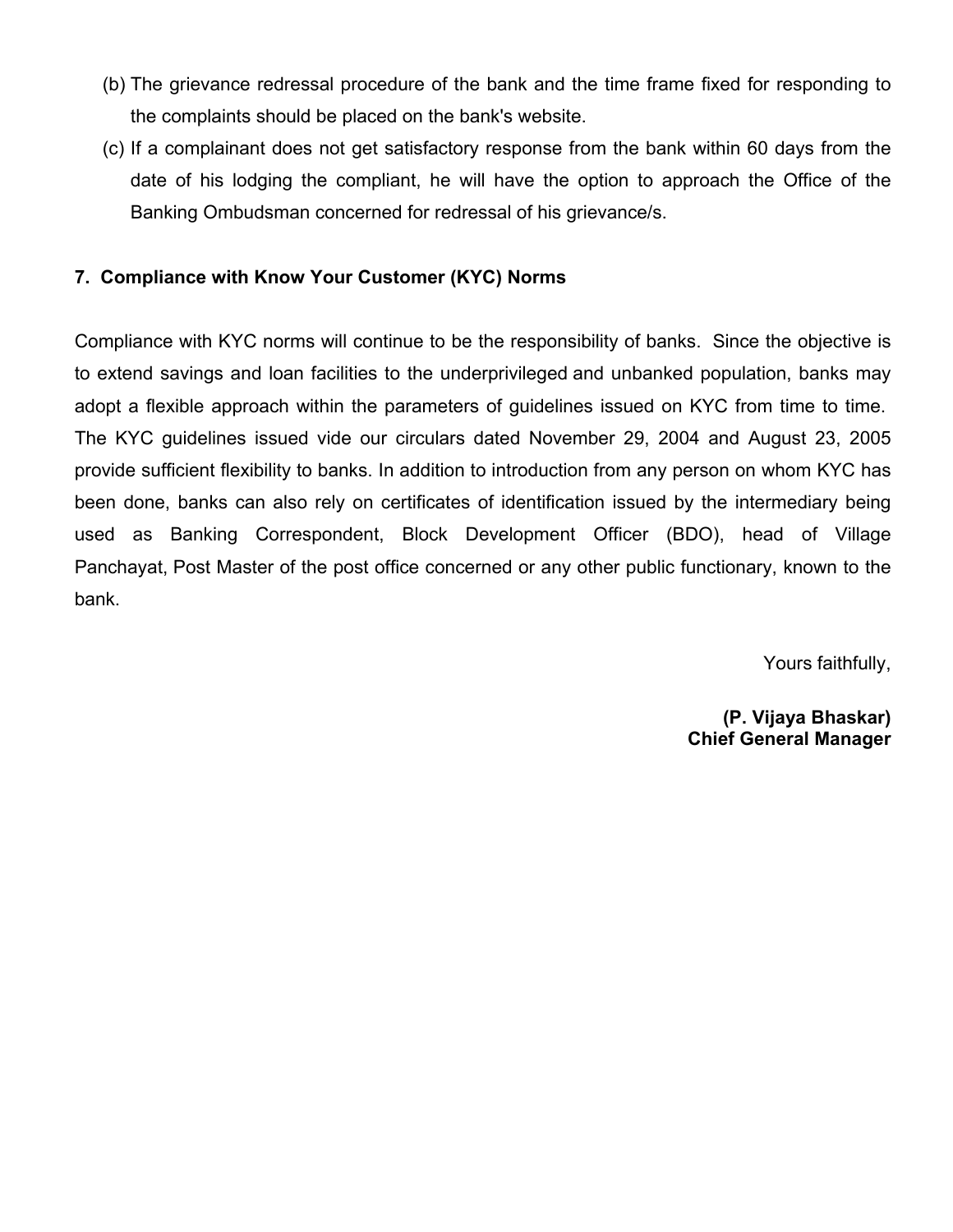(b) The grievance redressal procedure of the bank and the time frame fixed for responding to the complaints should be placed on the bank's website.

(c) If a complainant does not get satisfactory response from the bank within 60 days from the date of his lodging the compliant, he will have the option to approach the Office of the Banking Ombudsman concerned for redressal of his grievance/s.

**7. Compliance with Know Your Customer (KYC) Norms**

Compliance with KYC norms will continue to be the responsibility of banks. Since the objective is to extend savings and loan facilities to the underprivileged and unbanked population, banks may adopt a flexible approach within the parameters of guidelines issued on KYC from time to time. The KYC guidelines issued vide our circulars dated November 29, 2004 and August 23, 2005 provide sufficient flexibility to banks. In addition to introduction from any person on whom KYC has been done, banks can also rely on certificates of identification issued by the intermediary being used as Banking Correspondent, Block Development Officer (BDO), head of Village Panchayat, Post Master of the post office concerned or any other public functionary, known to the bank.

Yours faithfully,

**(P. Vijaya Bhaskar)**
**Chief General Manager**